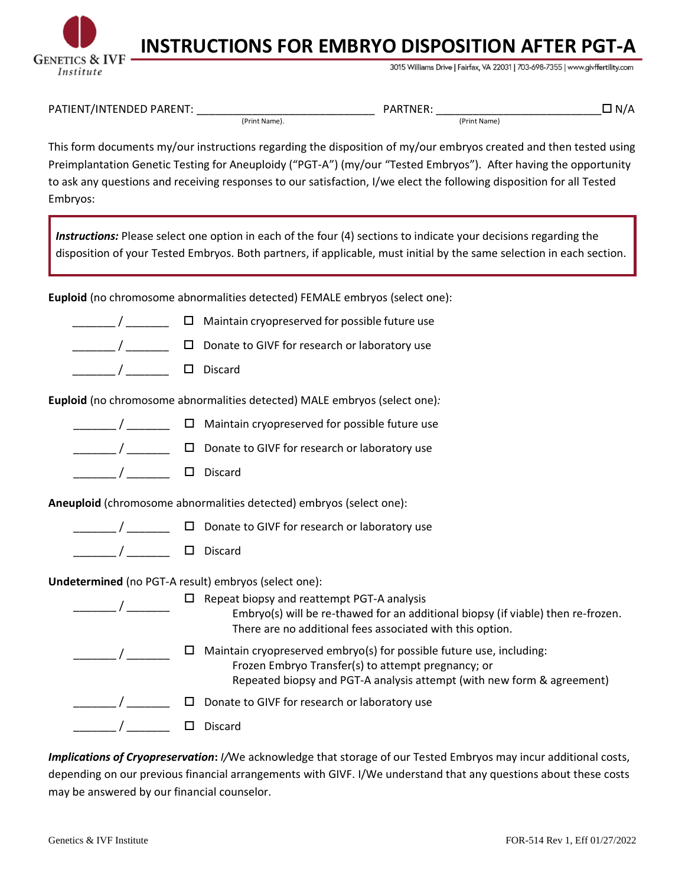Genetics & IVF Institute

# INSTRUCTIONS FOR EMBRYO DISPOSITION AFTER PGT-A

3015 Williams Drive | Fairfax, VA 22031 | 703-698-7355 | www.givffertility.com

PATIENT/INTENDED PARENT: ______________________________ PARTNER: ____________________________ ☐ N/A
(Print Name). (Print Name)

This form documents my/our instructions regarding the disposition of my/our embryos created and then tested using Preimplantation Genetic Testing for Aneuploidy ("PGT-A") (my/our "Tested Embryos"). After having the opportunity to ask any questions and receiving responses to our satisfaction, I/we elect the following disposition for all Tested Embryos:

> ***Instructions:*** Please select one option in each of the four (4) sections to indicate your decisions regarding the disposition of your Tested Embryos. Both partners, if applicable, must initial by the same selection in each section.

**Euploid** (no chromosome abnormalities detected) FEMALE embryos (select one):

_______ / _______ ☐ Maintain cryopreserved for possible future use

_______ / _______ ☐ Donate to GIVF for research or laboratory use

_______ / _______ ☐ Discard

**Euploid** (no chromosome abnormalities detected) MALE embryos (select one)*:*

_______ / _______ ☐ Maintain cryopreserved for possible future use

_______ / _______ ☐ Donate to GIVF for research or laboratory use

_______ / _______ ☐ Discard

**Aneuploid** (chromosome abnormalities detected) embryos (select one):

_______ / _______ ☐ Donate to GIVF for research or laboratory use

_______ / _______ ☐ Discard

**Undetermined** (no PGT-A result) embryos (select one):

_______ / _______ ☐ Repeat biopsy and reattempt PGT-A analysis
Embryo(s) will be re-thawed for an additional biopsy (if viable) then re-frozen.
There are no additional fees associated with this option.

_______ / _______ ☐ Maintain cryopreserved embryo(s) for possible future use, including:
Frozen Embryo Transfer(s) to attempt pregnancy; or
Repeated biopsy and PGT-A analysis attempt (with new form & agreement)

_______ / _______ ☐ Donate to GIVF for research or laboratory use

_______ / _______ ☐ Discard

***Implications of Cryopreservation*****:** *I/*We acknowledge that storage of our Tested Embryos may incur additional costs, depending on our previous financial arrangements with GIVF. I/We understand that any questions about these costs may be answered by our financial counselor.

Genetics & IVF Institute FOR-514 Rev 1, Eff 01/27/2022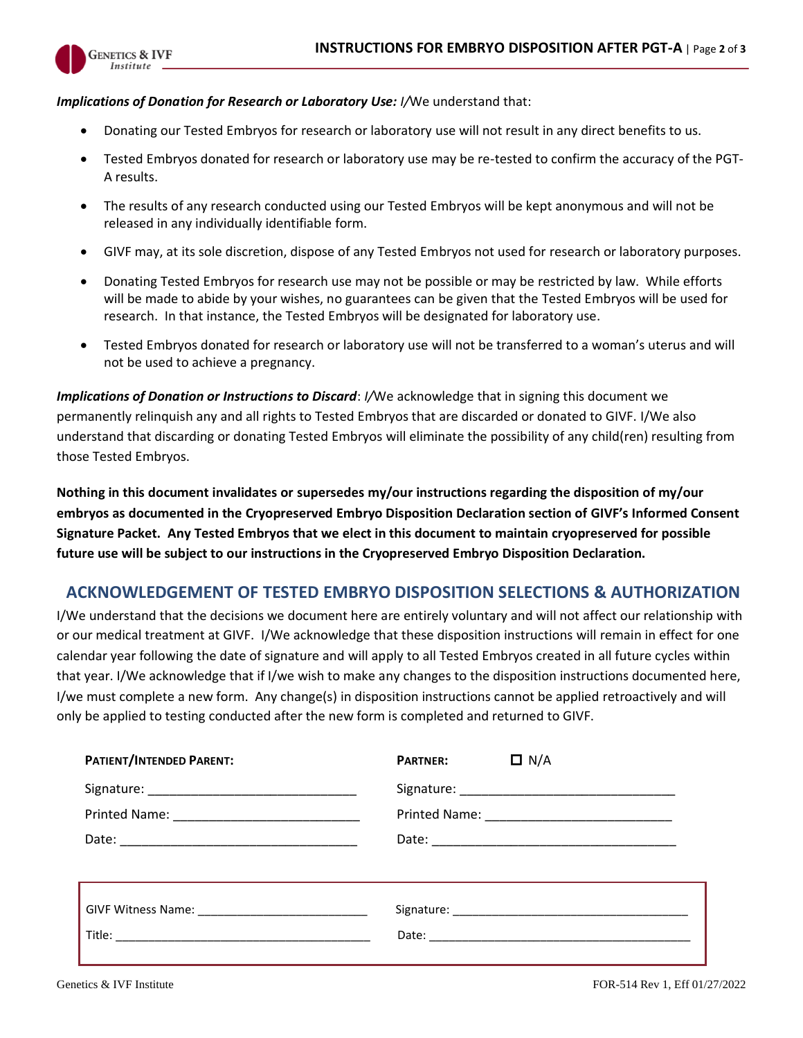***Implications of Donation for Research or Laboratory Use:*** *I/*We understand that:

- Donating our Tested Embryos for research or laboratory use will not result in any direct benefits to us.
- Tested Embryos donated for research or laboratory use may be re-tested to confirm the accuracy of the PGT-A results.
- The results of any research conducted using our Tested Embryos will be kept anonymous and will not be released in any individually identifiable form.
- GIVF may, at its sole discretion, dispose of any Tested Embryos not used for research or laboratory purposes.
- Donating Tested Embryos for research use may not be possible or may be restricted by law. While efforts will be made to abide by your wishes, no guarantees can be given that the Tested Embryos will be used for research. In that instance, the Tested Embryos will be designated for laboratory use.
- Tested Embryos donated for research or laboratory use will not be transferred to a woman's uterus and will not be used to achieve a pregnancy.

***Implications of Donation or Instructions to Discard***: *I/*We acknowledge that in signing this document we permanently relinquish any and all rights to Tested Embryos that are discarded or donated to GIVF. I/We also understand that discarding or donating Tested Embryos will eliminate the possibility of any child(ren) resulting from those Tested Embryos.

**Nothing in this document invalidates or supersedes my/our instructions regarding the disposition of my/our embryos as documented in the Cryopreserved Embryo Disposition Declaration section of GIVF's Informed Consent Signature Packet. Any Tested Embryos that we elect in this document to maintain cryopreserved for possible future use will be subject to our instructions in the Cryopreserved Embryo Disposition Declaration.**

## ACKNOWLEDGEMENT OF TESTED EMBRYO DISPOSITION SELECTIONS & AUTHORIZATION

I/We understand that the decisions we document here are entirely voluntary and will not affect our relationship with or our medical treatment at GIVF. I/We acknowledge that these disposition instructions will remain in effect for one calendar year following the date of signature and will apply to all Tested Embryos created in all future cycles within that year. I/We acknowledge that if I/we wish to make any changes to the disposition instructions documented here, I/we must complete a new form. Any change(s) in disposition instructions cannot be applied retroactively and will only be applied to testing conducted after the new form is completed and returned to GIVF.

| **PATIENT/INTENDED PARENT:** | **PARTNER:** ☐ N/A |
|---|---|
| Signature: ____________________________ | Signature: ____________________________ |
| Printed Name: _________________________ | Printed Name: _________________________ |
| Date: ________________________________ | Date: ________________________________ |

| | |
|---|---|
| GIVF Witness Name: ______________________ | Signature: ________________________________ |
| Title: ____________________________________ | Date: ____________________________________ |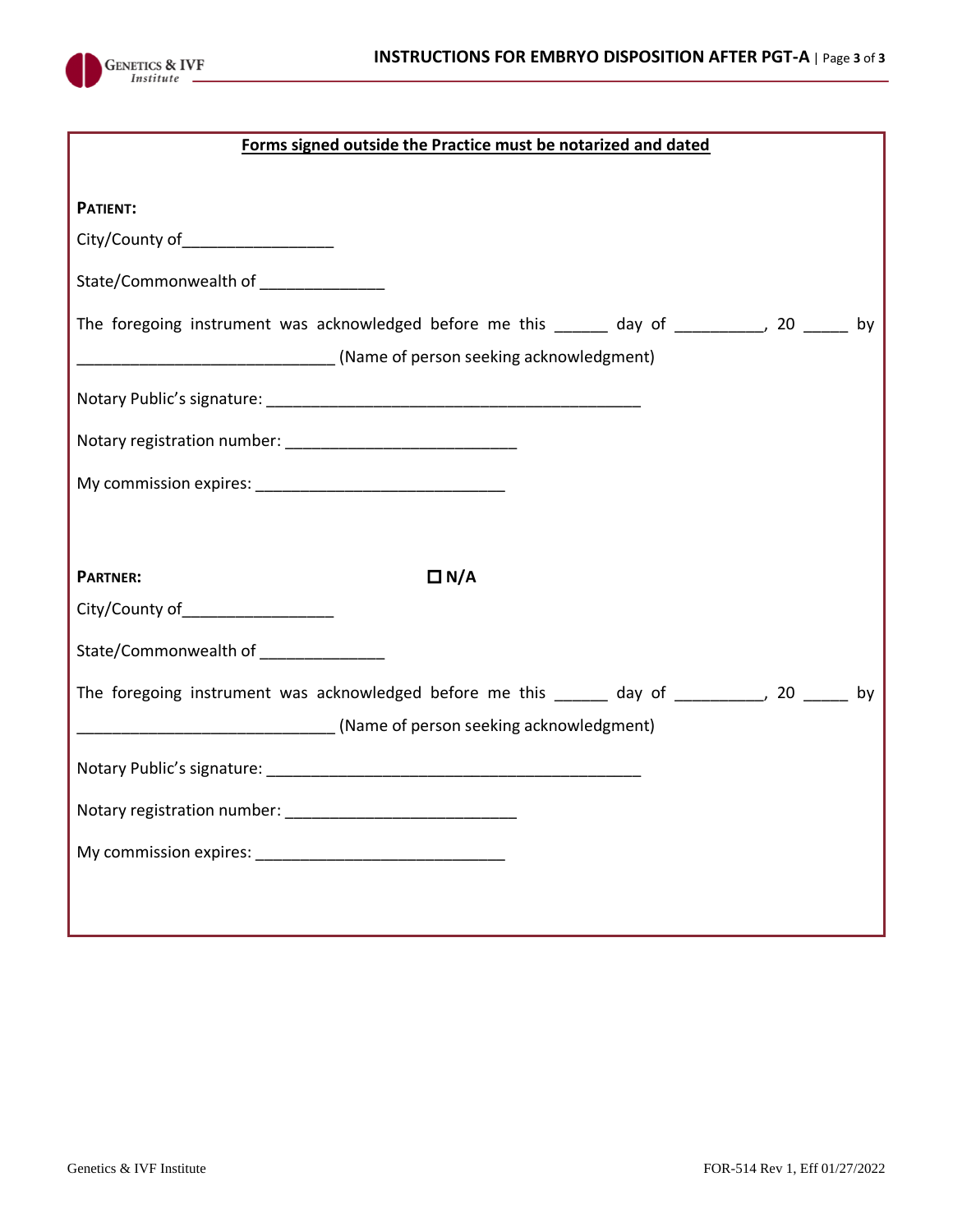**Forms signed outside the Practice must be notarized and dated**

**PATIENT:**

City/County of_________________

State/Commonwealth of ______________

The foregoing instrument was acknowledged before me this ______ day of __________, 20 _____ by _____________________________ (Name of person seeking acknowledgment)

Notary Public's signature: ___________________________________________

Notary registration number: __________________________

My commission expires: ____________________________

**PARTNER:** ☐ **N/A**

City/County of_________________

State/Commonwealth of ______________

The foregoing instrument was acknowledged before me this ______ day of __________, 20 _____ by _____________________________ (Name of person seeking acknowledgment)

Notary Public's signature: ___________________________________________

Notary registration number: __________________________

My commission expires: ____________________________